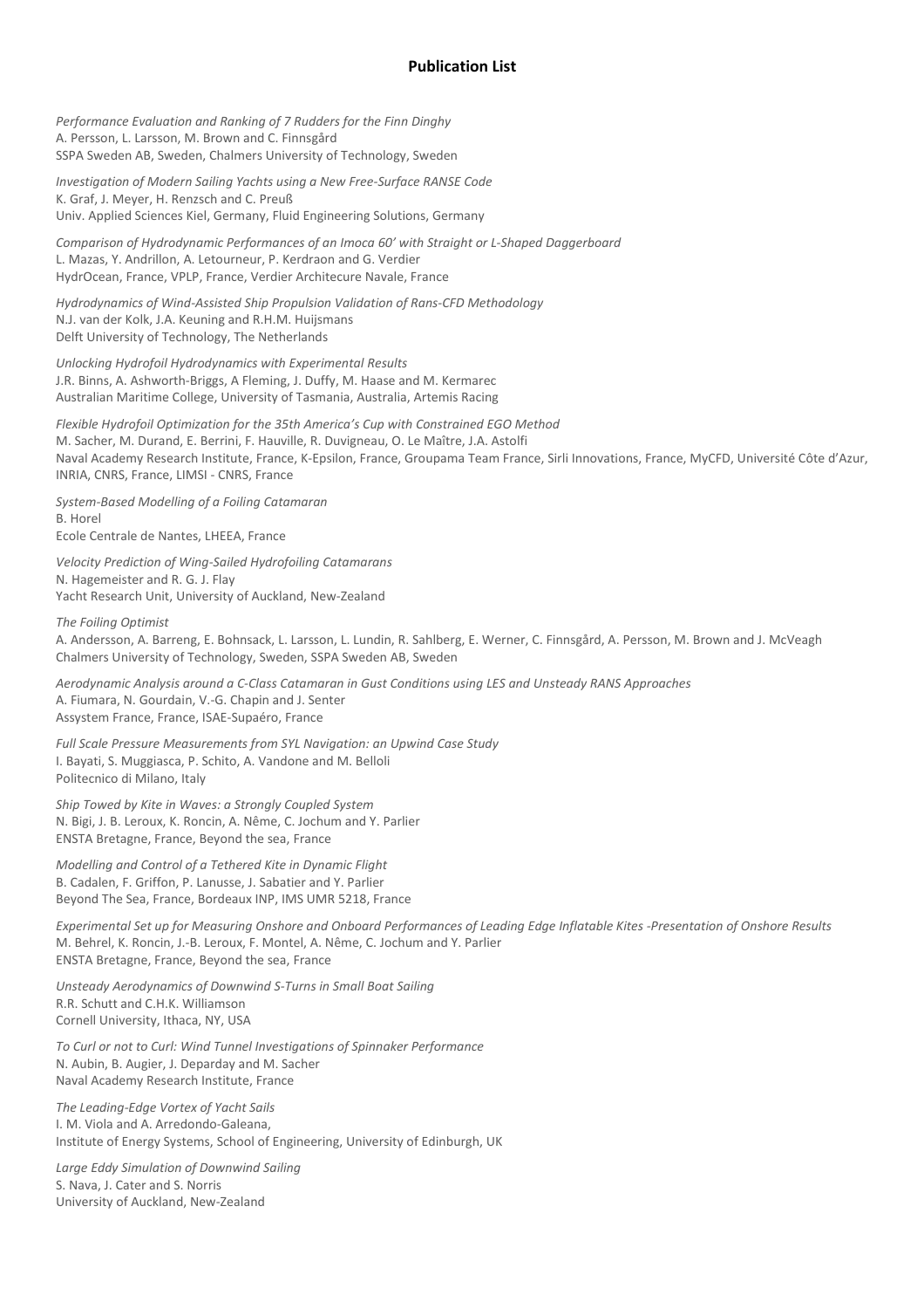# Publication List

*Performance Evaluation and Ranking of 7 Rudders for the Finn Dinghy*
A. Persson, L. Larsson, M. Brown and C. Finnsgård
SSPA Sweden AB, Sweden, Chalmers University of Technology, Sweden

*Investigation of Modern Sailing Yachts using a New Free-Surface RANSE Code*
K. Graf, J. Meyer, H. Renzsch and C. Preuß
Univ. Applied Sciences Kiel, Germany, Fluid Engineering Solutions, Germany

*Comparison of Hydrodynamic Performances of an Imoca 60' with Straight or L-Shaped Daggerboard*
L. Mazas, Y. Andrillon, A. Letourneur, P. Kerdraon and G. Verdier
HydrOcean, France, VPLP, France, Verdier Architecure Navale, France

*Hydrodynamics of Wind-Assisted Ship Propulsion Validation of Rans-CFD Methodology*
N.J. van der Kolk, J.A. Keuning and R.H.M. Huijsmans
Delft University of Technology, The Netherlands

*Unlocking Hydrofoil Hydrodynamics with Experimental Results*
J.R. Binns, A. Ashworth-Briggs, A Fleming, J. Duffy, M. Haase and M. Kermarec
Australian Maritime College, University of Tasmania, Australia, Artemis Racing

*Flexible Hydrofoil Optimization for the 35th America's Cup with Constrained EGO Method*
M. Sacher, M. Durand, E. Berrini, F. Hauville, R. Duvigneau, O. Le Maître, J.A. Astolfi
Naval Academy Research Institute, France, K-Epsilon, France, Groupama Team France, Sirli Innovations, France, MyCFD, Université Côte d'Azur, INRIA, CNRS, France, LIMSI - CNRS, France

*System-Based Modelling of a Foiling Catamaran*
B. Horel
Ecole Centrale de Nantes, LHEEA, France

*Velocity Prediction of Wing-Sailed Hydrofoiling Catamarans*
N. Hagemeister and R. G. J. Flay
Yacht Research Unit, University of Auckland, New-Zealand

*The Foiling Optimist*
A. Andersson, A. Barreng, E. Bohnsack, L. Larsson, L. Lundin, R. Sahlberg, E. Werner, C. Finnsgård, A. Persson, M. Brown and J. McVeagh
Chalmers University of Technology, Sweden, SSPA Sweden AB, Sweden

*Aerodynamic Analysis around a C-Class Catamaran in Gust Conditions using LES and Unsteady RANS Approaches*
A. Fiumara, N. Gourdain, V.-G. Chapin and J. Senter
Assystem France, France, ISAE-Supaéro, France

*Full Scale Pressure Measurements from SYL Navigation: an Upwind Case Study*
I. Bayati, S. Muggiasca, P. Schito, A. Vandone and M. Belloli
Politecnico di Milano, Italy

*Ship Towed by Kite in Waves: a Strongly Coupled System*
N. Bigi, J. B. Leroux, K. Roncin, A. Nême, C. Jochum and Y. Parlier
ENSTA Bretagne, France, Beyond the sea, France

*Modelling and Control of a Tethered Kite in Dynamic Flight*
B. Cadalen, F. Griffon, P. Lanusse, J. Sabatier and Y. Parlier
Beyond The Sea, France, Bordeaux INP, IMS UMR 5218, France

*Experimental Set up for Measuring Onshore and Onboard Performances of Leading Edge Inflatable Kites -Presentation of Onshore Results*
M. Behrel, K. Roncin, J.-B. Leroux, F. Montel, A. Nême, C. Jochum and Y. Parlier
ENSTA Bretagne, France, Beyond the sea, France

*Unsteady Aerodynamics of Downwind S-Turns in Small Boat Sailing*
R.R. Schutt and C.H.K. Williamson
Cornell University, Ithaca, NY, USA

*To Curl or not to Curl: Wind Tunnel Investigations of Spinnaker Performance*
N. Aubin, B. Augier, J. Deparday and M. Sacher
Naval Academy Research Institute, France

*The Leading-Edge Vortex of Yacht Sails*
I. M. Viola and A. Arredondo-Galeana,
Institute of Energy Systems, School of Engineering, University of Edinburgh, UK

*Large Eddy Simulation of Downwind Sailing*
S. Nava, J. Cater and S. Norris
University of Auckland, New-Zealand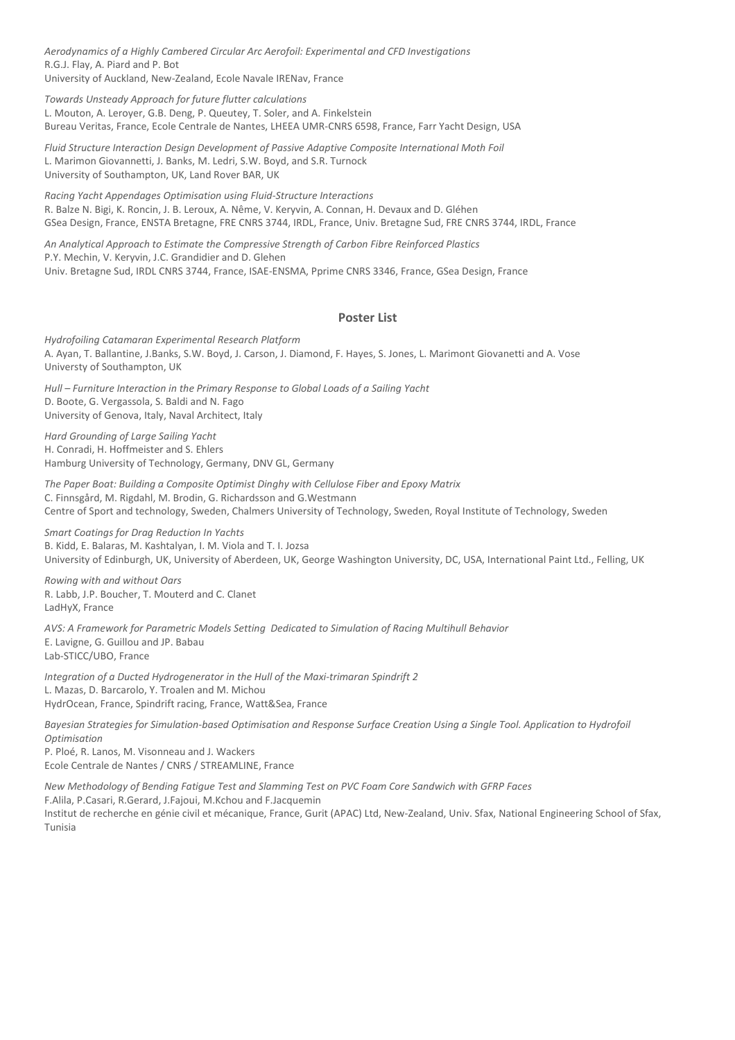*Aerodynamics of a Highly Cambered Circular Arc Aerofoil: Experimental and CFD Investigations*
R.G.J. Flay, A. Piard and P. Bot
University of Auckland, New-Zealand, Ecole Navale IRENav, France

*Towards Unsteady Approach for future flutter calculations*
L. Mouton, A. Leroyer, G.B. Deng, P. Queutey, T. Soler, and A. Finkelstein
Bureau Veritas, France, Ecole Centrale de Nantes, LHEEA UMR-CNRS 6598, France, Farr Yacht Design, USA

*Fluid Structure Interaction Design Development of Passive Adaptive Composite International Moth Foil*
L. Marimon Giovannetti, J. Banks, M. Ledri, S.W. Boyd, and S.R. Turnock
University of Southampton, UK, Land Rover BAR, UK

*Racing Yacht Appendages Optimisation using Fluid-Structure Interactions*
R. Balze N. Bigi, K. Roncin, J. B. Leroux, A. Nême, V. Keryvin, A. Connan, H. Devaux and D. Gléhen
GSea Design, France, ENSTA Bretagne, FRE CNRS 3744, IRDL, France, Univ. Bretagne Sud, FRE CNRS 3744, IRDL, France

*An Analytical Approach to Estimate the Compressive Strength of Carbon Fibre Reinforced Plastics*
P.Y. Mechin, V. Keryvin, J.C. Grandidier and D. Glehen
Univ. Bretagne Sud, IRDL CNRS 3744, France, ISAE-ENSMA, Pprime CNRS 3346, France, GSea Design, France

## Poster List

*Hydrofoiling Catamaran Experimental Research Platform*
A. Ayan, T. Ballantine, J.Banks, S.W. Boyd, J. Carson, J. Diamond, F. Hayes, S. Jones, L. Marimont Giovanetti and A. Vose
Universty of Southampton, UK

*Hull – Furniture Interaction in the Primary Response to Global Loads of a Sailing Yacht*
D. Boote, G. Vergassola, S. Baldi and N. Fago
University of Genova, Italy, Naval Architect, Italy

*Hard Grounding of Large Sailing Yacht*
H. Conradi, H. Hoffmeister and S. Ehlers
Hamburg University of Technology, Germany, DNV GL, Germany

*The Paper Boat: Building a Composite Optimist Dinghy with Cellulose Fiber and Epoxy Matrix*
C. Finnsgård, M. Rigdahl, M. Brodin, G. Richardsson and G.Westmann
Centre of Sport and technology, Sweden, Chalmers University of Technology, Sweden, Royal Institute of Technology, Sweden

*Smart Coatings for Drag Reduction In Yachts*
B. Kidd, E. Balaras, M. Kashtalyan, I. M. Viola and T. I. Jozsa
University of Edinburgh, UK, University of Aberdeen, UK, George Washington University, DC, USA, International Paint Ltd., Felling, UK

*Rowing with and without Oars*
R. Labb, J.P. Boucher, T. Mouterd and C. Clanet
LadHyX, France

*AVS: A Framework for Parametric Models Setting Dedicated to Simulation of Racing Multihull Behavior*
E. Lavigne, G. Guillou and JP. Babau
Lab-STICC/UBO, France

*Integration of a Ducted Hydrogenerator in the Hull of the Maxi-trimaran Spindrift 2*
L. Mazas, D. Barcarolo, Y. Troalen and M. Michou
HydrOcean, France, Spindrift racing, France, Watt&Sea, France

*Bayesian Strategies for Simulation-based Optimisation and Response Surface Creation Using a Single Tool. Application to Hydrofoil Optimisation*
P. Ploé, R. Lanos, M. Visonneau and J. Wackers
Ecole Centrale de Nantes / CNRS / STREAMLINE, France

*New Methodology of Bending Fatigue Test and Slamming Test on PVC Foam Core Sandwich with GFRP Faces*
F.Alila, P.Casari, R.Gerard, J.Fajoui, M.Kchou and F.Jacquemin
Institut de recherche en génie civil et mécanique, France, Gurit (APAC) Ltd, New-Zealand, Univ. Sfax, National Engineering School of Sfax, Tunisia